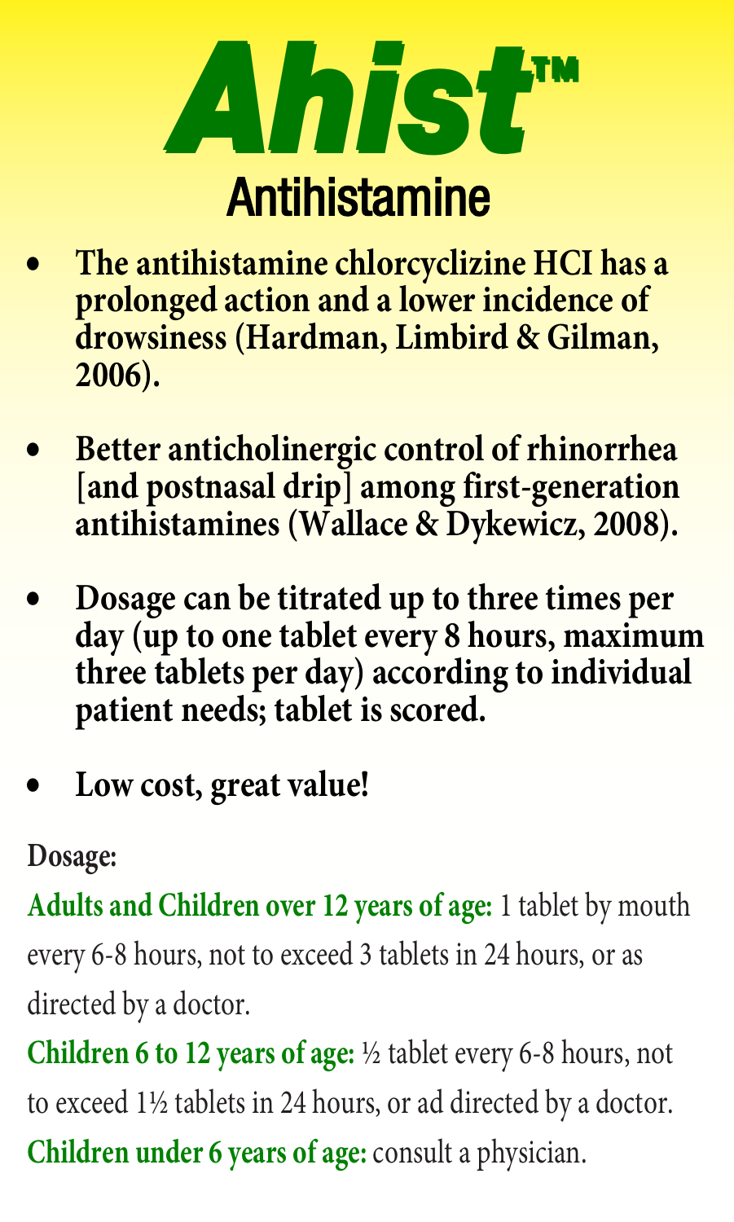# Ahist™

## Antihistamine

- **The antihistamine chlorcyclizine HCI has a prolonged action and a lower incidence of drowsiness (Hardman, Limbird & Gilman, 2006).**
- **Better anticholinergic control of rhinorrhea [and postnasal drip] among first-generation antihistamines (Wallace & Dykewicz, 2008).**
- **Dosage can be titrated up to three times per day (up to one tablet every 8 hours, maximum three tablets per day) according to individual patient needs; tablet is scored.**
- **Low cost, great value!**

**Dosage:**

**Adults and Children over 12 years of age:** 1 tablet by mouth every 6-8 hours, not to exceed 3 tablets in 24 hours, or as directed by a doctor.

**Children 6 to 12 years of age:** ½ tablet every 6-8 hours, not to exceed 1½ tablets in 24 hours, or ad directed by a doctor.

**Children under 6 years of age:** consult a physician.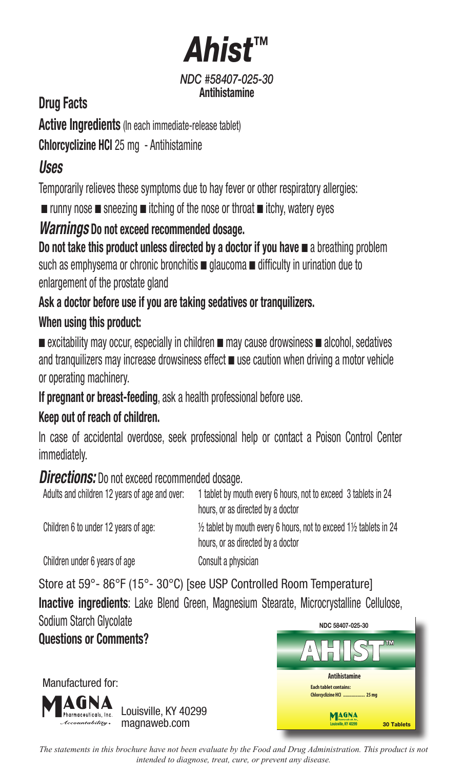# *Ahist*™

*NDC #58407-025-30*

**Antihistamine**

## Drug Facts

**Active Ingredients** (In each immediate-release tablet)

**Chlorcyclizine HCl** 25 mg - Antihistamine

## *Uses*

Temporarily relieves these symptoms due to hay fever or other respiratory allergies:

■ runny nose ■ sneezing ■ itching of the nose or throat ■ itchy, watery eyes

## *Warnings* Do not exceed recommended dosage.

**Do not take this product unless directed by a doctor if you have** ■ a breathing problem such as emphysema or chronic bronchitis ■ glaucoma ■ difficulty in urination due to enlargement of the prostate gland

**Ask a doctor before use if you are taking sedatives or tranquilizers.**

**When using this product:**

■ excitability may occur, especially in children ■ may cause drowsiness ■ alcohol, sedatives and tranquilizers may increase drowsiness effect ■ use caution when driving a motor vehicle or operating machinery.

**If pregnant or breast-feeding**, ask a health professional before use.

**Keep out of reach of children.**

In case of accidental overdose, seek professional help or contact a Poison Control Center immediately.

## *Directions:* Do not exceed recommended dosage.

| | |
|---|---|
| Adults and children 12 years of age and over: | 1 tablet by mouth every 6 hours, not to exceed 3 tablets in 24 hours, or as directed by a doctor |
| Children 6 to under 12 years of age: | ½ tablet by mouth every 6 hours, not to exceed 1½ tablets in 24 hours, or as directed by a doctor |
| Children under 6 years of age | Consult a physician |

Store at 59°- 86°F (15°- 30°C) [see USP Controlled Room Temperature]

**Inactive ingredients**: Lake Blend Green, Magnesium Stearate, Microcrystalline Cellulose, Sodium Starch Glycolate

**Questions or Comments?**

Manufactured for:

MAGNA Pharmaceuticals, Inc. *Accountability.*

Louisville, KY 40299
magnaweb.com

NDC 58407-025-30

AHIST™

Antihistamine

Each tablet contains:
Chlorcyclizine HCl .................. 25 mg

MAGNA
Louisville, KY 40299

30 Tablets

*The statements in this brochure have not been evaluate by the Food and Drug Administration. This product is not intended to diagnose, treat, cure, or prevent any disease.*